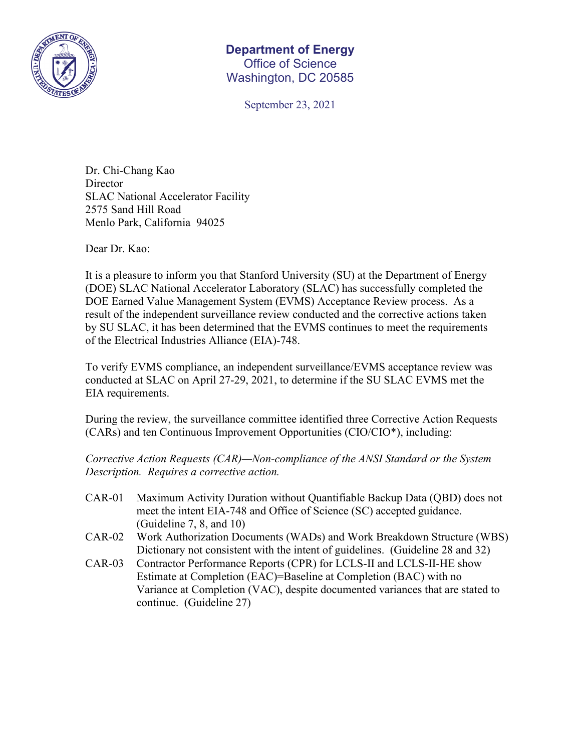**Department of Energy**
Office of Science
Washington, DC 20585

September 23, 2021

Dr. Chi-Chang Kao
Director
SLAC National Accelerator Facility
2575 Sand Hill Road
Menlo Park, California 94025

Dear Dr. Kao:

It is a pleasure to inform you that Stanford University (SU) at the Department of Energy (DOE) SLAC National Accelerator Laboratory (SLAC) has successfully completed the DOE Earned Value Management System (EVMS) Acceptance Review process. As a result of the independent surveillance review conducted and the corrective actions taken by SU SLAC, it has been determined that the EVMS continues to meet the requirements of the Electrical Industries Alliance (EIA)-748.

To verify EVMS compliance, an independent surveillance/EVMS acceptance review was conducted at SLAC on April 27-29, 2021, to determine if the SU SLAC EVMS met the EIA requirements.

During the review, the surveillance committee identified three Corrective Action Requests (CARs) and ten Continuous Improvement Opportunities (CIO/CIO*), including:

*Corrective Action Requests (CAR)—Non-compliance of the ANSI Standard or the System Description. Requires a corrective action.*

- CAR-01 Maximum Activity Duration without Quantifiable Backup Data (QBD) does not meet the intent EIA-748 and Office of Science (SC) accepted guidance. (Guideline 7, 8, and 10)
- CAR-02 Work Authorization Documents (WADs) and Work Breakdown Structure (WBS) Dictionary not consistent with the intent of guidelines. (Guideline 28 and 32)
- CAR-03 Contractor Performance Reports (CPR) for LCLS-II and LCLS-II-HE show Estimate at Completion (EAC)=Baseline at Completion (BAC) with no Variance at Completion (VAC), despite documented variances that are stated to continue. (Guideline 27)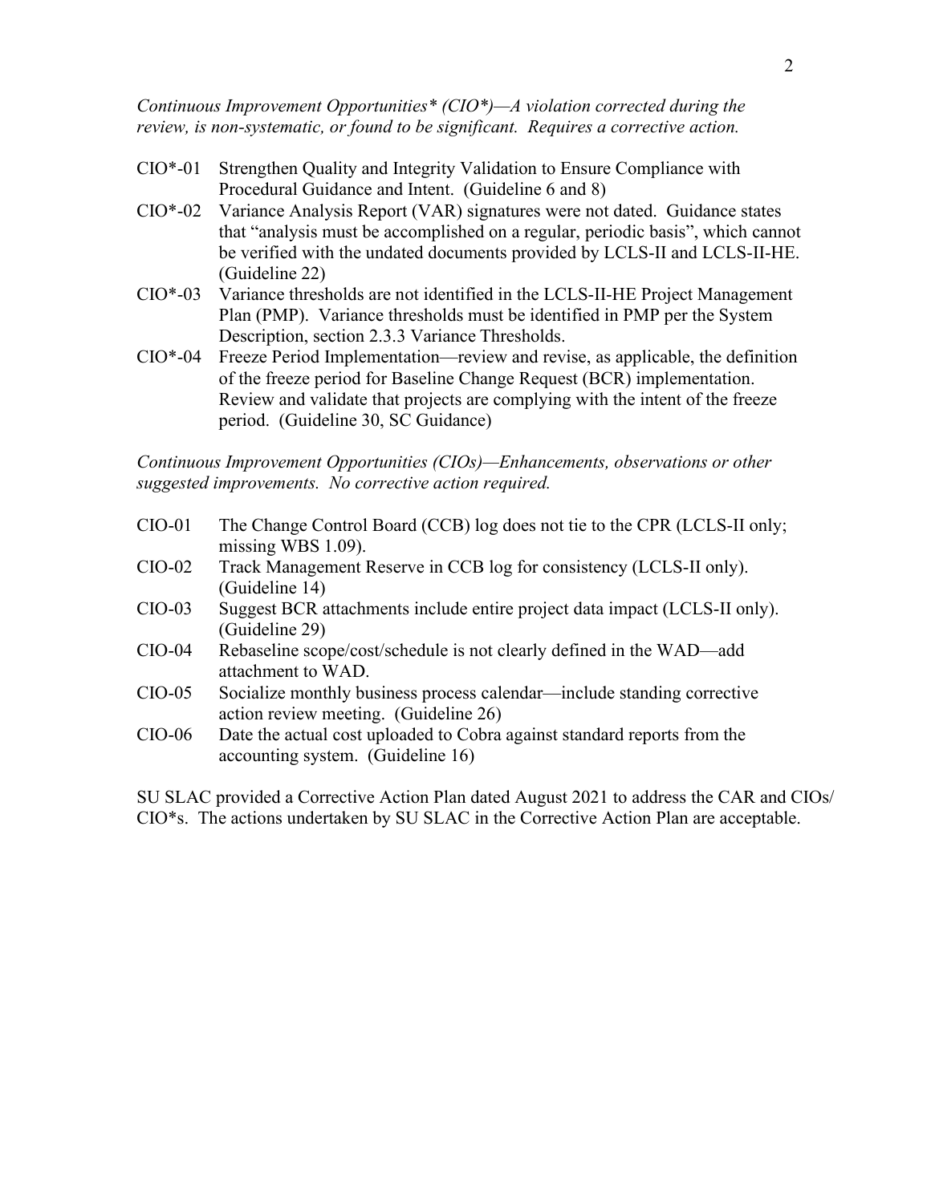*Continuous Improvement Opportunities* (CIO*)—A violation corrected during the review, is non-systematic, or found to be significant. Requires a corrective action.*

- CIO*-01 Strengthen Quality and Integrity Validation to Ensure Compliance with Procedural Guidance and Intent. (Guideline 6 and 8)
- CIO*-02 Variance Analysis Report (VAR) signatures were not dated. Guidance states that "analysis must be accomplished on a regular, periodic basis", which cannot be verified with the undated documents provided by LCLS-II and LCLS-II-HE. (Guideline 22)
- CIO*-03 Variance thresholds are not identified in the LCLS-II-HE Project Management Plan (PMP). Variance thresholds must be identified in PMP per the System Description, section 2.3.3 Variance Thresholds.
- CIO*-04 Freeze Period Implementation—review and revise, as applicable, the definition of the freeze period for Baseline Change Request (BCR) implementation. Review and validate that projects are complying with the intent of the freeze period. (Guideline 30, SC Guidance)

*Continuous Improvement Opportunities (CIOs)—Enhancements, observations or other suggested improvements. No corrective action required.*

- CIO-01 The Change Control Board (CCB) log does not tie to the CPR (LCLS-II only; missing WBS 1.09).
- CIO-02 Track Management Reserve in CCB log for consistency (LCLS-II only). (Guideline 14)
- CIO-03 Suggest BCR attachments include entire project data impact (LCLS-II only). (Guideline 29)
- CIO-04 Rebaseline scope/cost/schedule is not clearly defined in the WAD—add attachment to WAD.
- CIO-05 Socialize monthly business process calendar—include standing corrective action review meeting. (Guideline 26)
- CIO-06 Date the actual cost uploaded to Cobra against standard reports from the accounting system. (Guideline 16)

SU SLAC provided a Corrective Action Plan dated August 2021 to address the CAR and CIOs/ CIO*s. The actions undertaken by SU SLAC in the Corrective Action Plan are acceptable.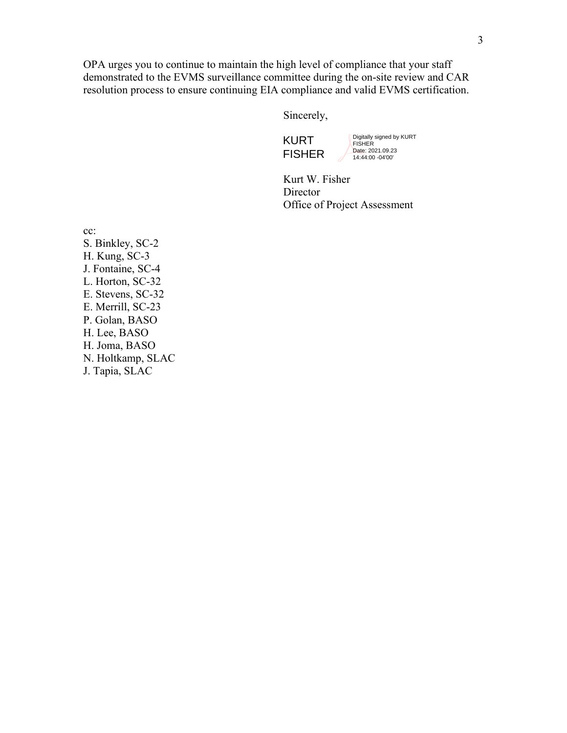OPA urges you to continue to maintain the high level of compliance that your staff demonstrated to the EVMS surveillance committee during the on-site review and CAR resolution process to ensure continuing EIA compliance and valid EVMS certification.

Sincerely,

KURT FISHER

Digitally signed by KURT FISHER
Date: 2021.09.23 14:44:00 -04'00'

Kurt W. Fisher
Director
Office of Project Assessment

cc:
S. Binkley, SC-2
H. Kung, SC-3
J. Fontaine, SC-4
L. Horton, SC-32
E. Stevens, SC-32
E. Merrill, SC-23
P. Golan, BASO
H. Lee, BASO
H. Joma, BASO
N. Holtkamp, SLAC
J. Tapia, SLAC